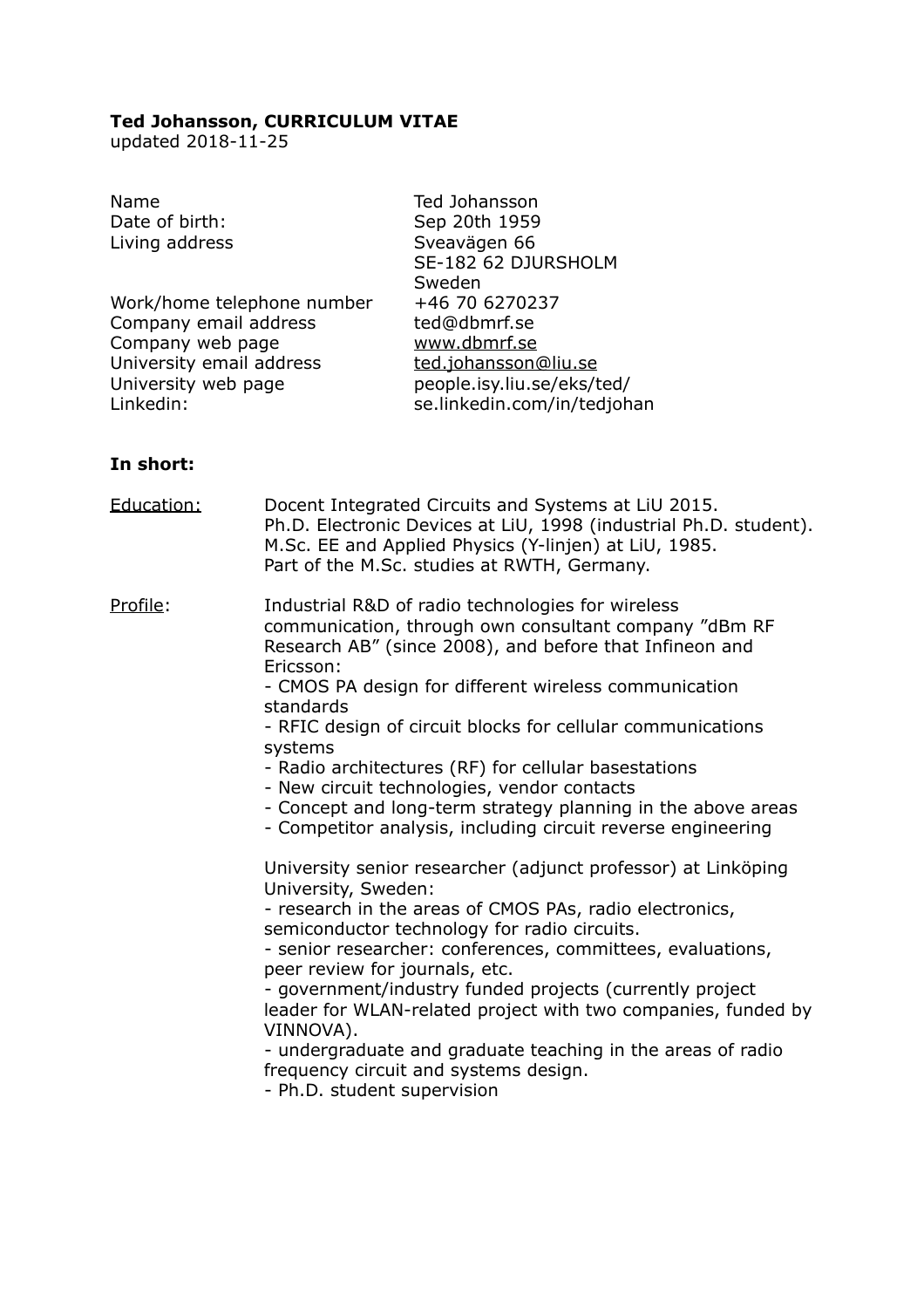**Ted Johansson, CURRICULUM VITAE**
updated 2018-11-25

| | |
|---|---|
| Name | Ted Johansson |
| Date of birth: | Sep 20th 1959 |
| Living address | Sveavägen 66<br>SE-182 62 DJURSHOLM<br>Sweden |
| Work/home telephone number | +46 70 6270237 |
| Company email address | ted@dbmrf.se |
| Company web page | www.dbmrf.se |
| University email address | ted.johansson@liu.se |
| University web page | people.isy.liu.se/eks/ted/ |
| Linkedin: | se.linkedin.com/in/tedjohan |

**In short:**

Education:

Docent Integrated Circuits and Systems at LiU 2015.
Ph.D. Electronic Devices at LiU, 1998 (industrial Ph.D. student).
M.Sc. EE and Applied Physics (Y-linjen) at LiU, 1985.
Part of the M.Sc. studies at RWTH, Germany.

Profile:

Industrial R&D of radio technologies for wireless communication, through own consultant company ”dBm RF Research AB” (since 2008), and before that Infineon and Ericsson:
- CMOS PA design for different wireless communication standards
- RFIC design of circuit blocks for cellular communications systems
- Radio architectures (RF) for cellular basestations
- New circuit technologies, vendor contacts
- Concept and long-term strategy planning in the above areas
- Competitor analysis, including circuit reverse engineering

University senior researcher (adjunct professor) at Linköping University, Sweden:
- research in the areas of CMOS PAs, radio electronics, semiconductor technology for radio circuits.
- senior researcher: conferences, committees, evaluations, peer review for journals, etc.
- government/industry funded projects (currently project leader for WLAN-related project with two companies, funded by VINNOVA).
- undergraduate and graduate teaching in the areas of radio frequency circuit and systems design.
- Ph.D. student supervision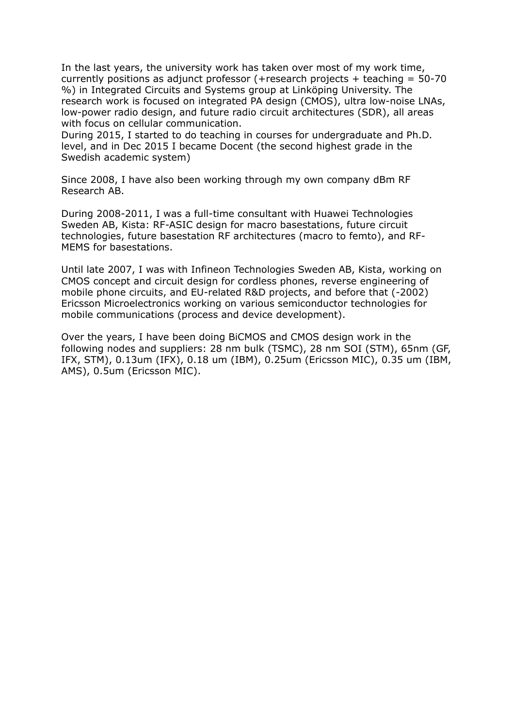In the last years, the university work has taken over most of my work time, currently positions as adjunct professor (+research projects + teaching = 50-70 %) in Integrated Circuits and Systems group at Linköping University. The research work is focused on integrated PA design (CMOS), ultra low-noise LNAs, low-power radio design, and future radio circuit architectures (SDR), all areas with focus on cellular communication.
During 2015, I started to do teaching in courses for undergraduate and Ph.D. level, and in Dec 2015 I became Docent (the second highest grade in the Swedish academic system)

Since 2008, I have also been working through my own company dBm RF Research AB.

During 2008-2011, I was a full-time consultant with Huawei Technologies Sweden AB, Kista: RF-ASIC design for macro basestations, future circuit technologies, future basestation RF architectures (macro to femto), and RF-MEMS for basestations.

Until late 2007, I was with Infineon Technologies Sweden AB, Kista, working on CMOS concept and circuit design for cordless phones, reverse engineering of mobile phone circuits, and EU-related R&D projects, and before that (-2002) Ericsson Microelectronics working on various semiconductor technologies for mobile communications (process and device development).

Over the years, I have been doing BiCMOS and CMOS design work in the following nodes and suppliers: 28 nm bulk (TSMC), 28 nm SOI (STM), 65nm (GF, IFX, STM), 0.13um (IFX), 0.18 um (IBM), 0.25um (Ericsson MIC), 0.35 um (IBM, AMS), 0.5um (Ericsson MIC).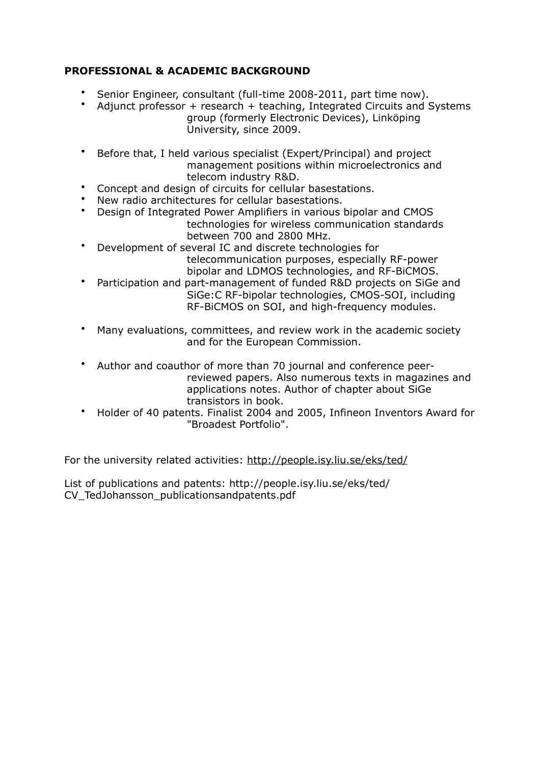**PROFESSIONAL & ACADEMIC BACKGROUND**

- Senior Engineer, consultant (full-time 2008-2011, part time now).
- Adjunct professor + research + teaching, Integrated Circuits and Systems group (formerly Electronic Devices), Linköping University, since 2009.

- Before that, I held various specialist (Expert/Principal) and project management positions within microelectronics and telecom industry R&D.
- Concept and design of circuits for cellular basestations.
- New radio architectures for cellular basestations.
- Design of Integrated Power Amplifiers in various bipolar and CMOS technologies for wireless communication standards between 700 and 2800 MHz.
- Development of several IC and discrete technologies for telecommunication purposes, especially RF-power bipolar and LDMOS technologies, and RF-BiCMOS.
- Participation and part-management of funded R&D projects on SiGe and SiGe:C RF-bipolar technologies, CMOS-SOI, including RF-BiCMOS on SOI, and high-frequency modules.

- Many evaluations, committees, and review work in the academic society and for the European Commission.

- Author and coauthor of more than 70 journal and conference peer-reviewed papers. Also numerous texts in magazines and applications notes. Author of chapter about SiGe transistors in book.
- Holder of 40 patents. Finalist 2004 and 2005, Infineon Inventors Award for "Broadest Portfolio".

For the university related activities: http://people.isy.liu.se/eks/ted/

List of publications and patents: http://people.isy.liu.se/eks/ted/CV_TedJohansson_publicationsandpatents.pdf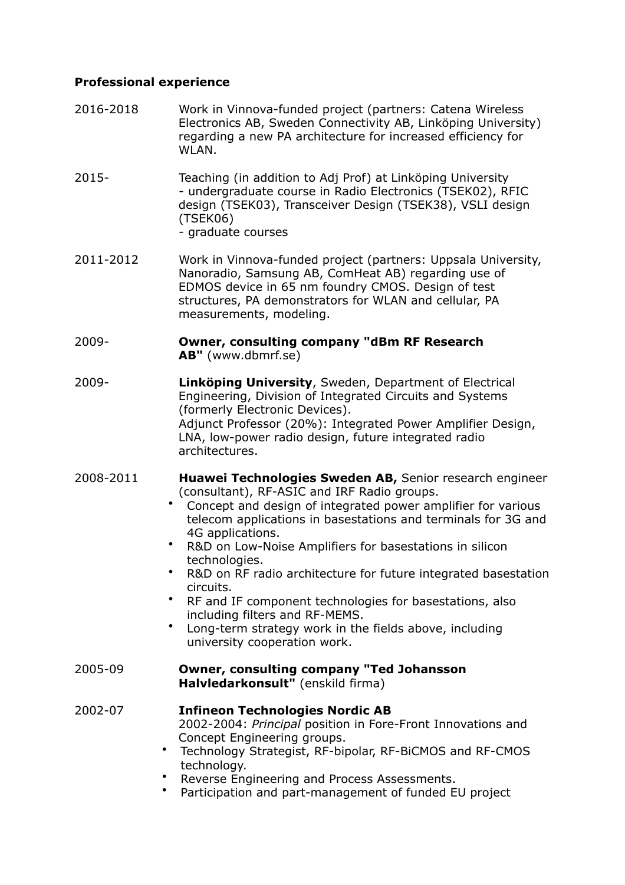**Professional experience**

2016-2018 Work in Vinnova-funded project (partners: Catena Wireless Electronics AB, Sweden Connectivity AB, Linköping University) regarding a new PA architecture for increased efficiency for WLAN.

2015- Teaching (in addition to Adj Prof) at Linköping University
- undergraduate course in Radio Electronics (TSEK02), RFIC design (TSEK03), Transceiver Design (TSEK38), VSLI design (TSEK06)
- graduate courses

2011-2012 Work in Vinnova-funded project (partners: Uppsala University, Nanoradio, Samsung AB, ComHeat AB) regarding use of EDMOS device in 65 nm foundry CMOS. Design of test structures, PA demonstrators for WLAN and cellular, PA measurements, modeling.

2009- **Owner, consulting company "dBm RF Research AB"** (www.dbmrf.se)

2009- **Linköping University**, Sweden, Department of Electrical Engineering, Division of Integrated Circuits and Systems (formerly Electronic Devices).
Adjunct Professor (20%): Integrated Power Amplifier Design, LNA, low-power radio design, future integrated radio architectures.

2008-2011 **Huawei Technologies Sweden AB,** Senior research engineer (consultant), RF-ASIC and IRF Radio groups.
- Concept and design of integrated power amplifier for various telecom applications in basestations and terminals for 3G and 4G applications.
- R&D on Low-Noise Amplifiers for basestations in silicon technologies.
- R&D on RF radio architecture for future integrated basestation circuits.
- RF and IF component technologies for basestations, also including filters and RF-MEMS.
- Long-term strategy work in the fields above, including university cooperation work.

2005-09 **Owner, consulting company "Ted Johansson Halvledarkonsult"** (enskild firma)

2002-07 **Infineon Technologies Nordic AB**
2002-2004: *Principal* position in Fore-Front Innovations and Concept Engineering groups.
- Technology Strategist, RF-bipolar, RF-BiCMOS and RF-CMOS technology.
- Reverse Engineering and Process Assessments.
- Participation and part-management of funded EU project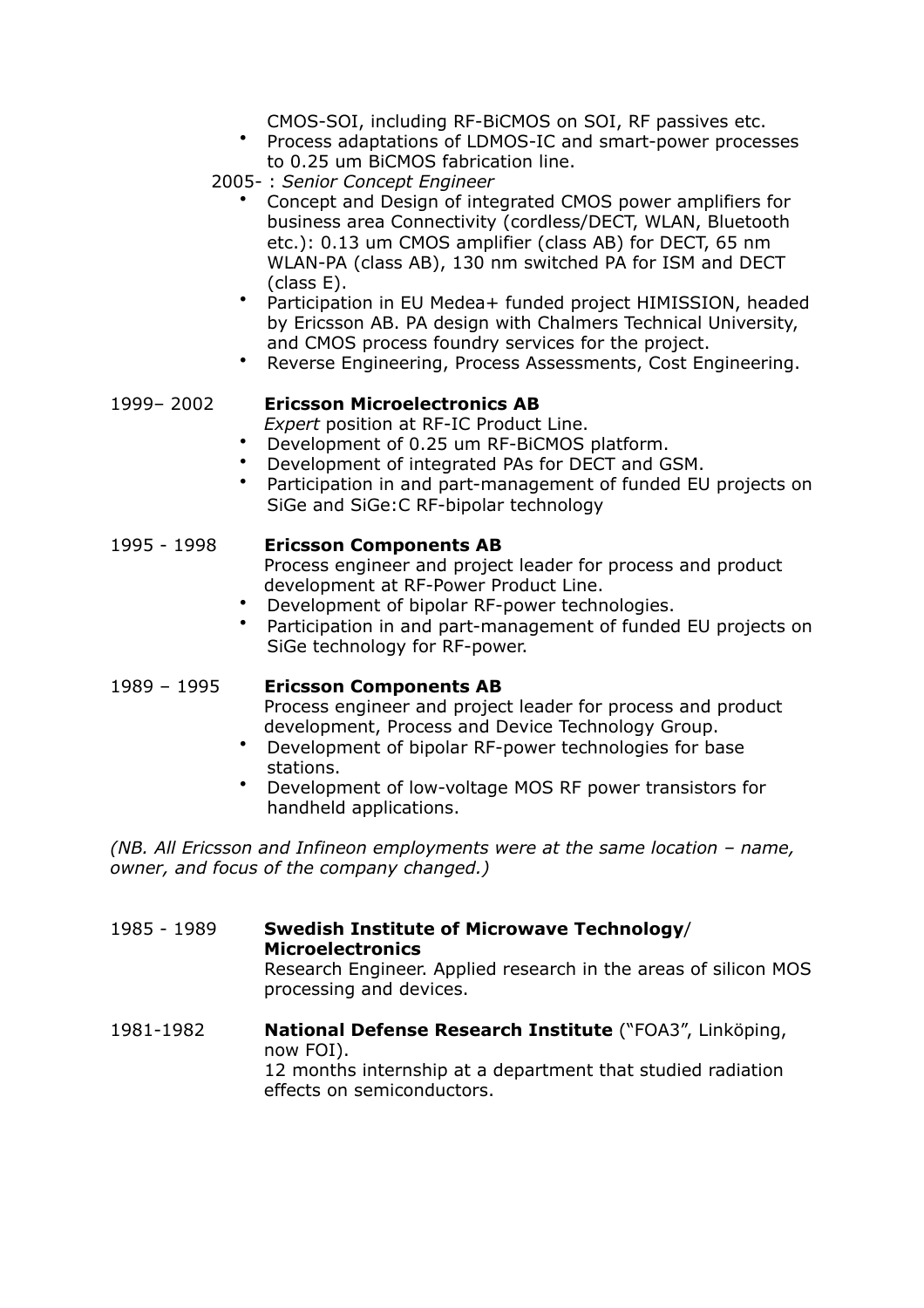CMOS-SOI, including RF-BiCMOS on SOI, RF passives etc.

- Process adaptations of LDMOS-IC and smart-power processes to 0.25 um BiCMOS fabrication line.

2005- : *Senior Concept Engineer*

- Concept and Design of integrated CMOS power amplifiers for business area Connectivity (cordless/DECT, WLAN, Bluetooth etc.): 0.13 um CMOS amplifier (class AB) for DECT, 65 nm WLAN-PA (class AB), 130 nm switched PA for ISM and DECT (class E).
- Participation in EU Medea+ funded project HIMISSION, headed by Ericsson AB. PA design with Chalmers Technical University, and CMOS process foundry services for the project.
- Reverse Engineering, Process Assessments, Cost Engineering.

1999– 2002 **Ericsson Microelectronics AB**

*Expert* position at RF-IC Product Line.

- Development of 0.25 um RF-BiCMOS platform.
- Development of integrated PAs for DECT and GSM.
- Participation in and part-management of funded EU projects on SiGe and SiGe:C RF-bipolar technology

1995 - 1998 **Ericsson Components AB**

Process engineer and project leader for process and product development at RF-Power Product Line.

- Development of bipolar RF-power technologies.
- Participation in and part-management of funded EU projects on SiGe technology for RF-power.

1989 – 1995 **Ericsson Components AB**

Process engineer and project leader for process and product development, Process and Device Technology Group.

- Development of bipolar RF-power technologies for base stations.
- Development of low-voltage MOS RF power transistors for handheld applications.

*(NB. All Ericsson and Infineon employments were at the same location – name, owner, and focus of the company changed.)*

1985 - 1989 **Swedish Institute of Microwave Technology/ Microelectronics**

Research Engineer. Applied research in the areas of silicon MOS processing and devices.

1981-1982 **National Defense Research Institute** ("FOA3", Linköping, now FOI).

12 months internship at a department that studied radiation effects on semiconductors.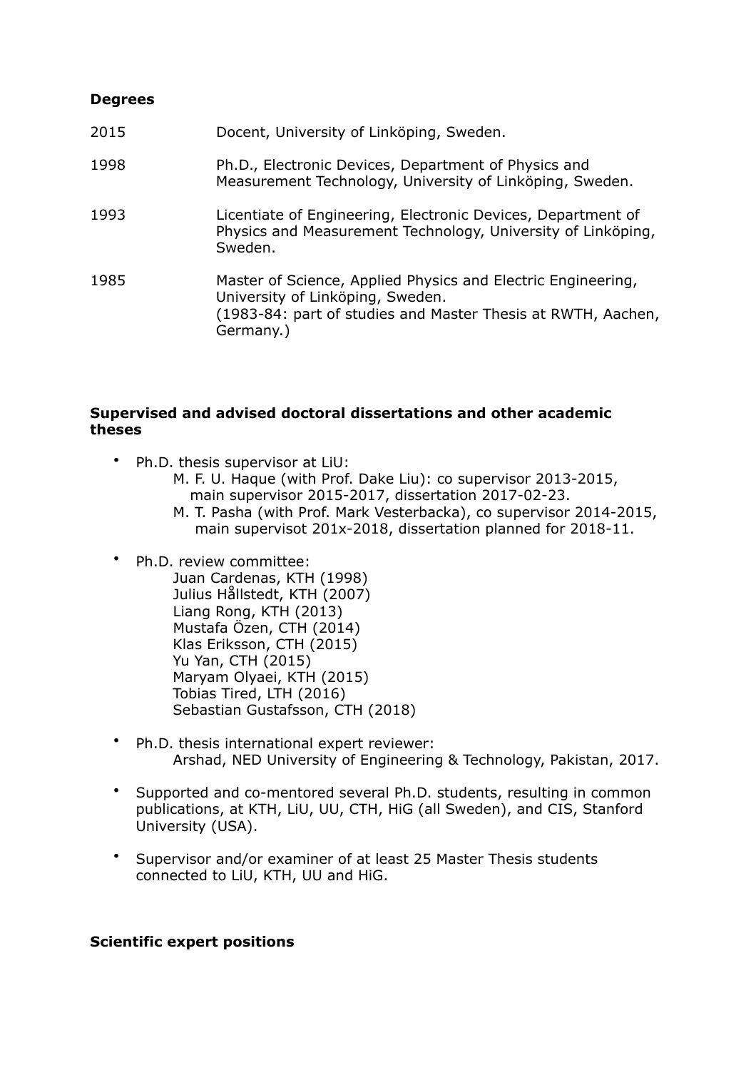**Degrees**

| | |
|---|---|
| 2015 | Docent, University of Linköping, Sweden. |
| 1998 | Ph.D., Electronic Devices, Department of Physics and Measurement Technology, University of Linköping, Sweden. |
| 1993 | Licentiate of Engineering, Electronic Devices, Department of Physics and Measurement Technology, University of Linköping, Sweden. |
| 1985 | Master of Science, Applied Physics and Electric Engineering, University of Linköping, Sweden. (1983-84: part of studies and Master Thesis at RWTH, Aachen, Germany.) |

**Supervised and advised doctoral dissertations and other academic theses**

- Ph.D. thesis supervisor at LiU:
  - M. F. U. Haque (with Prof. Dake Liu): co supervisor 2013-2015, main supervisor 2015-2017, dissertation 2017-02-23.
  - M. T. Pasha (with Prof. Mark Vesterbacka), co supervisor 2014-2015, main supervisot 201x-2018, dissertation planned for 2018-11.
- Ph.D. review committee:
  - Juan Cardenas, KTH (1998)
  - Julius Hållstedt, KTH (2007)
  - Liang Rong, KTH (2013)
  - Mustafa Özen, CTH (2014)
  - Klas Eriksson, CTH (2015)
  - Yu Yan, CTH (2015)
  - Maryam Olyaei, KTH (2015)
  - Tobias Tired, LTH (2016)
  - Sebastian Gustafsson, CTH (2018)
- Ph.D. thesis international expert reviewer:
  - Arshad, NED University of Engineering & Technology, Pakistan, 2017.
- Supported and co-mentored several Ph.D. students, resulting in common publications, at KTH, LiU, UU, CTH, HiG (all Sweden), and CIS, Stanford University (USA).
- Supervisor and/or examiner of at least 25 Master Thesis students connected to LiU, KTH, UU and HiG.

**Scientific expert positions**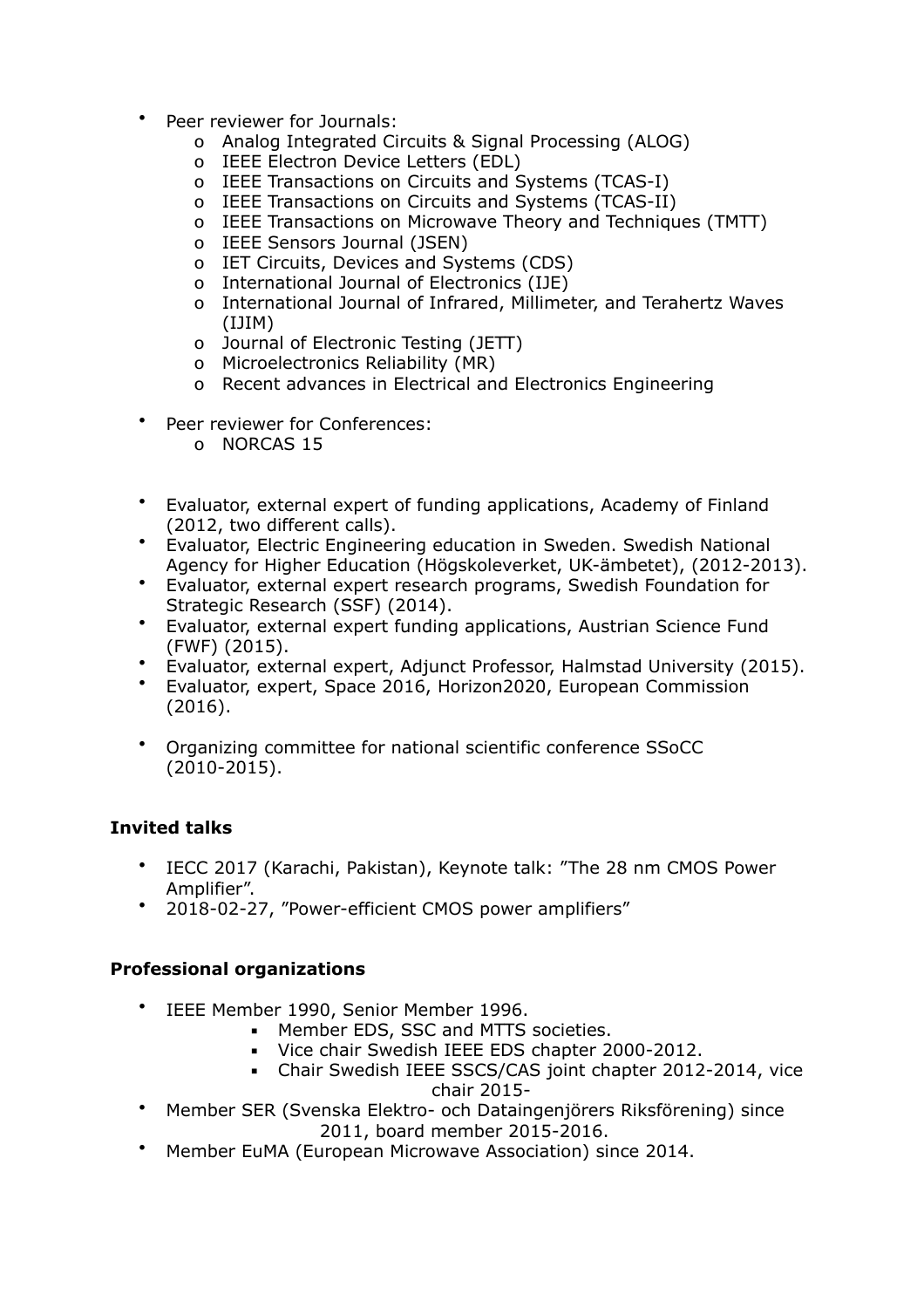- Peer reviewer for Journals:
    - Analog Integrated Circuits & Signal Processing (ALOG)
    - IEEE Electron Device Letters (EDL)
    - IEEE Transactions on Circuits and Systems (TCAS-I)
    - IEEE Transactions on Circuits and Systems (TCAS-II)
    - IEEE Transactions on Microwave Theory and Techniques (TMTT)
    - IEEE Sensors Journal (JSEN)
    - IET Circuits, Devices and Systems (CDS)
    - International Journal of Electronics (IJE)
    - International Journal of Infrared, Millimeter, and Terahertz Waves (IJIM)
    - Journal of Electronic Testing (JETT)
    - Microelectronics Reliability (MR)
    - Recent advances in Electrical and Electronics Engineering

- Peer reviewer for Conferences:
    - NORCAS 15

- Evaluator, external expert of funding applications, Academy of Finland (2012, two different calls).
- Evaluator, Electric Engineering education in Sweden. Swedish National Agency for Higher Education (Högskoleverket, UK-ämbetet), (2012-2013).
- Evaluator, external expert research programs, Swedish Foundation for Strategic Research (SSF) (2014).
- Evaluator, external expert funding applications, Austrian Science Fund (FWF) (2015).
- Evaluator, external expert, Adjunct Professor, Halmstad University (2015).
- Evaluator, expert, Space 2016, Horizon2020, European Commission (2016).

- Organizing committee for national scientific conference SSoCC (2010-2015).

**Invited talks**

- IECC 2017 (Karachi, Pakistan), Keynote talk: ”The 28 nm CMOS Power Amplifier”.
- 2018-02-27, ”Power-efficient CMOS power amplifiers”

**Professional organizations**

- IEEE Member 1990, Senior Member 1996.
    - Member EDS, SSC and MTTS societies.
    - Vice chair Swedish IEEE EDS chapter 2000-2012.
    - Chair Swedish IEEE SSCS/CAS joint chapter 2012-2014, vice chair 2015-
- Member SER (Svenska Elektro- och Dataingenjörers Riksförening) since 2011, board member 2015-2016.
- Member EuMA (European Microwave Association) since 2014.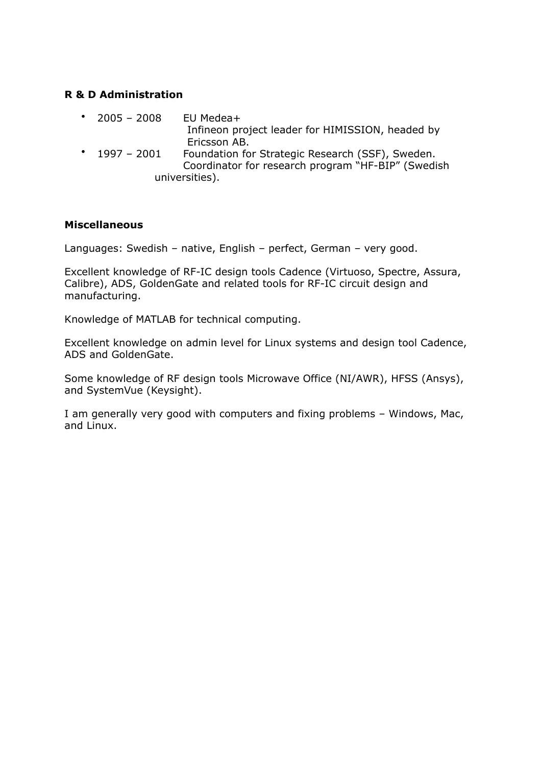**R & D Administration**

- 2005 – 2008 EU Medea+
  Infineon project leader for HIMISSION, headed by Ericsson AB.
- 1997 – 2001 Foundation for Strategic Research (SSF), Sweden.
  Coordinator for research program “HF-BIP” (Swedish universities).

**Miscellaneous**

Languages: Swedish – native, English – perfect, German – very good.

Excellent knowledge of RF-IC design tools Cadence (Virtuoso, Spectre, Assura, Calibre), ADS, GoldenGate and related tools for RF-IC circuit design and manufacturing.

Knowledge of MATLAB for technical computing.

Excellent knowledge on admin level for Linux systems and design tool Cadence, ADS and GoldenGate.

Some knowledge of RF design tools Microwave Office (NI/AWR), HFSS (Ansys), and SystemVue (Keysight).

I am generally very good with computers and fixing problems – Windows, Mac, and Linux.